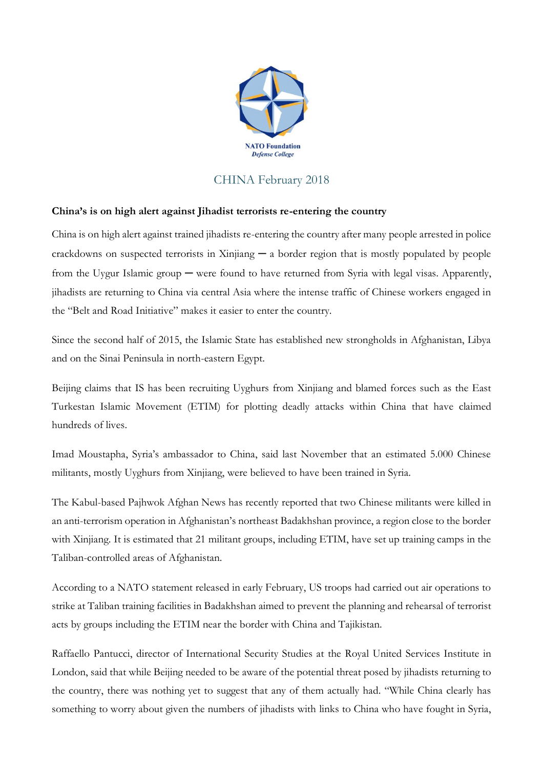NATO Foundation
*Defense College*

CHINA February 2018

**China's is on high alert against Jihadist terrorists re-entering the country**

China is on high alert against trained jihadists re-entering the country after many people arrested in police crackdowns on suspected terrorists in Xinjiang ─ a border region that is mostly populated by people from the Uygur Islamic group ─ were found to have returned from Syria with legal visas. Apparently, jihadists are returning to China via central Asia where the intense traffic of Chinese workers engaged in the "Belt and Road Initiative" makes it easier to enter the country.

Since the second half of 2015, the Islamic State has established new strongholds in Afghanistan, Libya and on the Sinai Peninsula in north-eastern Egypt.

Beijing claims that IS has been recruiting Uyghurs from Xinjiang and blamed forces such as the East Turkestan Islamic Movement (ETIM) for plotting deadly attacks within China that have claimed hundreds of lives.

Imad Moustapha, Syria's ambassador to China, said last November that an estimated 5.000 Chinese militants, mostly Uyghurs from Xinjiang, were believed to have been trained in Syria.

The Kabul-based Pajhwok Afghan News has recently reported that two Chinese militants were killed in an anti-terrorism operation in Afghanistan's northeast Badakhshan province, a region close to the border with Xinjiang. It is estimated that 21 militant groups, including ETIM, have set up training camps in the Taliban-controlled areas of Afghanistan.

According to a NATO statement released in early February, US troops had carried out air operations to strike at Taliban training facilities in Badakhshan aimed to prevent the planning and rehearsal of terrorist acts by groups including the ETIM near the border with China and Tajikistan.

Raffaello Pantucci, director of International Security Studies at the Royal United Services Institute in London, said that while Beijing needed to be aware of the potential threat posed by jihadists returning to the country, there was nothing yet to suggest that any of them actually had. "While China clearly has something to worry about given the numbers of jihadists with links to China who have fought in Syria,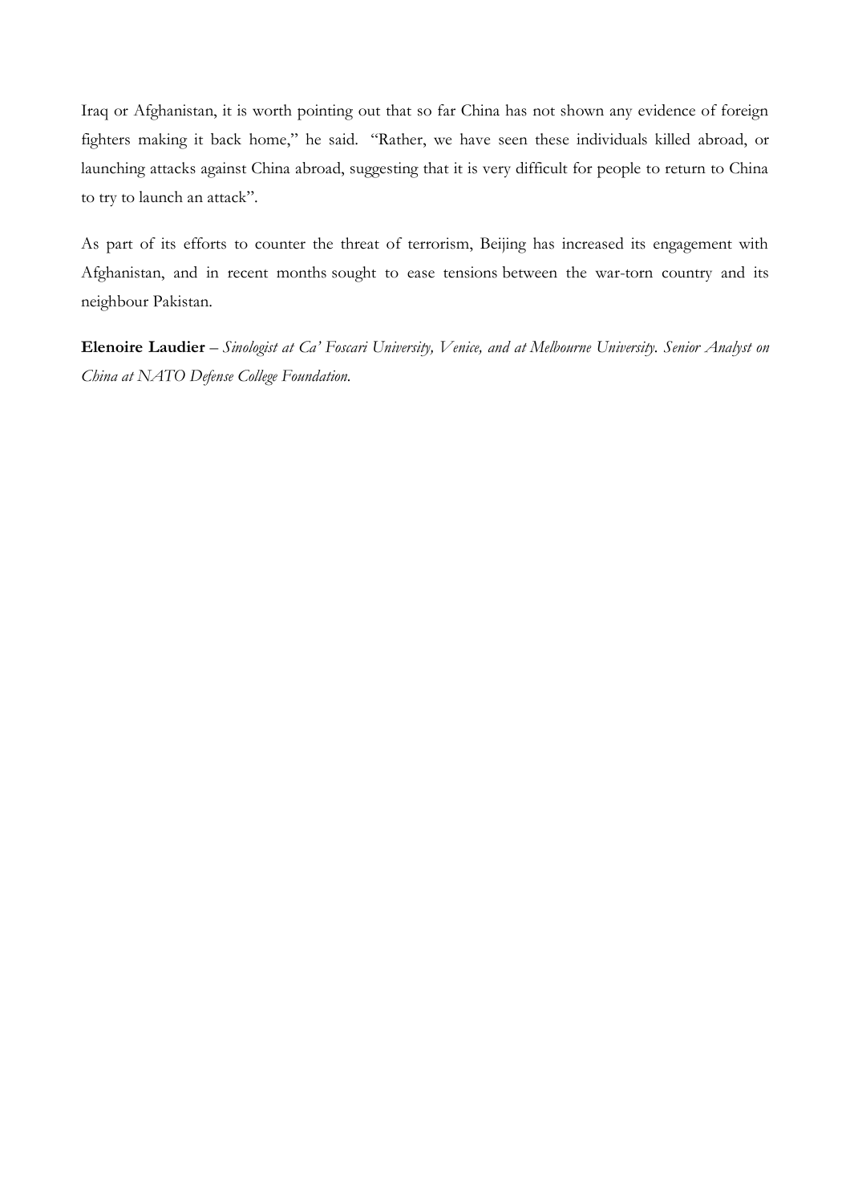Iraq or Afghanistan, it is worth pointing out that so far China has not shown any evidence of foreign fighters making it back home," he said. "Rather, we have seen these individuals killed abroad, or launching attacks against China abroad, suggesting that it is very difficult for people to return to China to try to launch an attack".

As part of its efforts to counter the threat of terrorism, Beijing has increased its engagement with Afghanistan, and in recent months sought to ease tensions between the war-torn country and its neighbour Pakistan.

**Elenoire Laudier** – *Sinologist at Ca' Foscari University, Venice, and at Melbourne University. Senior Analyst on China at NATO Defense College Foundation.*